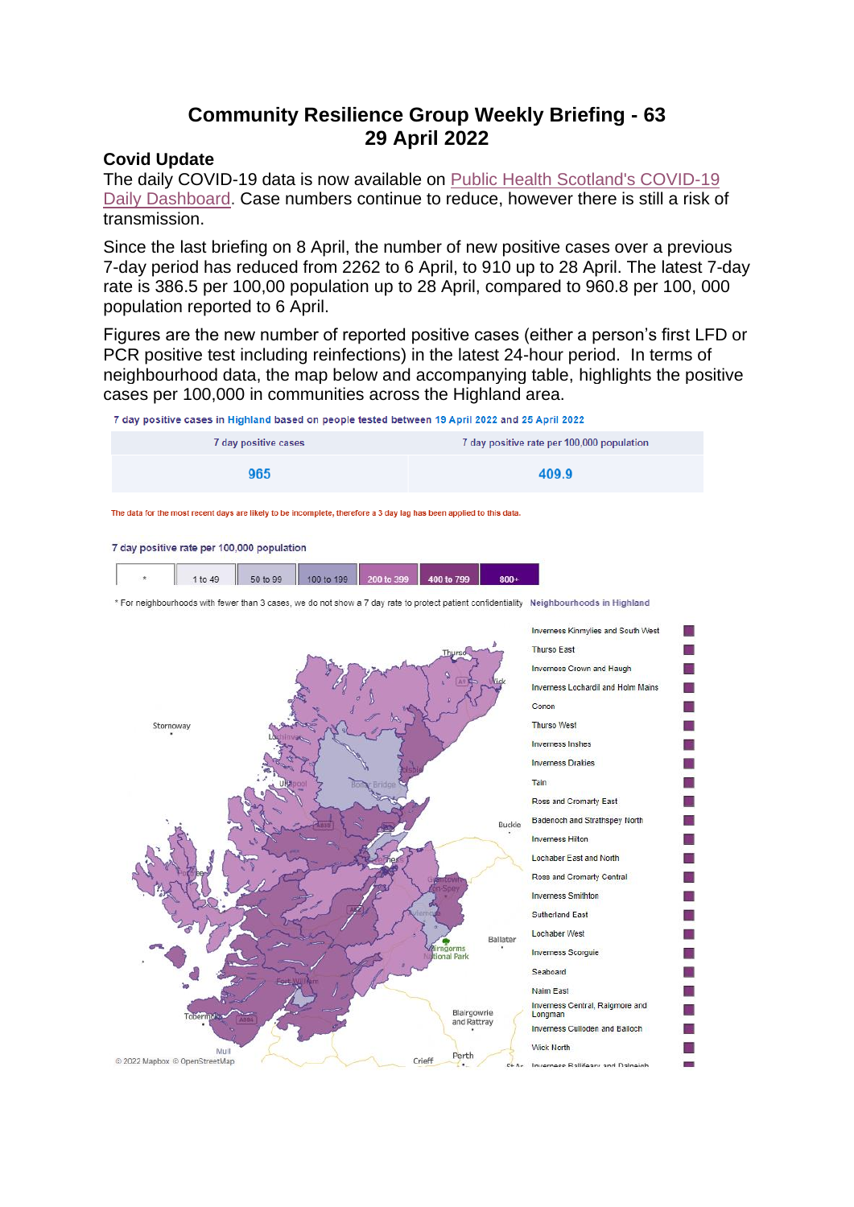# Community Resilience Group Weekly Briefing - 63
## 29 April 2022

### Covid Update

The daily COVID-19 data is now available on Public Health Scotland's COVID-19 Daily Dashboard. Case numbers continue to reduce, however there is still a risk of transmission.

Since the last briefing on 8 April, the number of new positive cases over a previous 7-day period has reduced from 2262 to 6 April, to 910 up to 28 April. The latest 7-day rate is 386.5 per 100,00 population up to 28 April, compared to 960.8 per 100, 000 population reported to 6 April.

Figures are the new number of reported positive cases (either a person's first LFD or PCR positive test including reinfections) in the latest 24-hour period. In terms of neighbourhood data, the map below and accompanying table, highlights the positive cases per 100,000 in communities across the Highland area.

7 day positive cases in Highland based on people tested between 19 April 2022 and 25 April 2022

| 7 day positive cases | 7 day positive rate per 100,000 population |
|---|---|
| 965 | 409.9 |

The data for the most recent days are likely to be incomplete, therefore a 3 day lag has been applied to this data.

7 day positive rate per 100,000 population

| * | 1 to 49 | 50 to 99 | 100 to 199 | 200 to 399 | 400 to 799 | 800+ |
|---|---|---|---|---|---|---|

* For neighbourhoods with fewer than 3 cases, we do not show a 7 day rate to protect patient confidentiality

Neighbourhoods in Highland

- Inverness Kinmylies and South West
- Thurso East
- Inverness Crown and Haugh
- Inverness Lochardil and Holm Mains
- Conon
- Thurso West
- Inverness Inshes
- Inverness Drakies
- Tain
- Ross and Cromarty East
- Badenoch and Strathspey North
- Inverness Hilton
- Lochaber East and North
- Ross and Cromarty Central
- Inverness Smithton
- Sutherland East
- Lochaber West
- Inverness Scorguie
- Seaboard
- Nairn East
- Inverness Central, Raigmore and Longman
- Inverness Culloden and Balloch
- Wick North
- Inverness Balloan and Dalneigh

© 2022 Mapbox © OpenStreetMap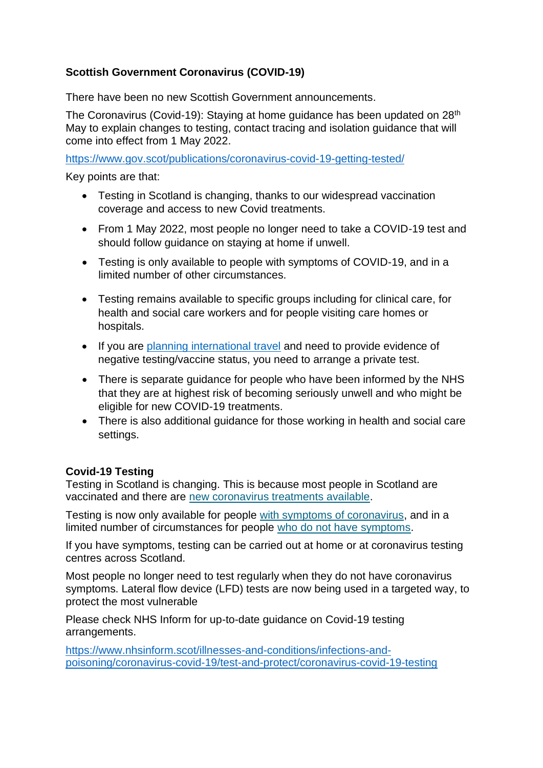**Scottish Government Coronavirus (COVID-19)**

There have been no new Scottish Government announcements.

The Coronavirus (Covid-19): Staying at home guidance has been updated on 28th May to explain changes to testing, contact tracing and isolation guidance that will come into effect from 1 May 2022.

https://www.gov.scot/publications/coronavirus-covid-19-getting-tested/

Key points are that:

- Testing in Scotland is changing, thanks to our widespread vaccination coverage and access to new Covid treatments.
- From 1 May 2022, most people no longer need to take a COVID-19 test and should follow guidance on staying at home if unwell.
- Testing is only available to people with symptoms of COVID-19, and in a limited number of other circumstances.
- Testing remains available to specific groups including for clinical care, for health and social care workers and for people visiting care homes or hospitals.
- If you are planning international travel and need to provide evidence of negative testing/vaccine status, you need to arrange a private test.
- There is separate guidance for people who have been informed by the NHS that they are at highest risk of becoming seriously unwell and who might be eligible for new COVID-19 treatments.
- There is also additional guidance for those working in health and social care settings.

**Covid-19 Testing**

Testing in Scotland is changing. This is because most people in Scotland are vaccinated and there are new coronavirus treatments available.

Testing is now only available for people with symptoms of coronavirus, and in a limited number of circumstances for people who do not have symptoms.

If you have symptoms, testing can be carried out at home or at coronavirus testing centres across Scotland.

Most people no longer need to test regularly when they do not have coronavirus symptoms. Lateral flow device (LFD) tests are now being used in a targeted way, to protect the most vulnerable

Please check NHS Inform for up-to-date guidance on Covid-19 testing arrangements.

https://www.nhsinform.scot/illnesses-and-conditions/infections-and-poisoning/coronavirus-covid-19/test-and-protect/coronavirus-covid-19-testing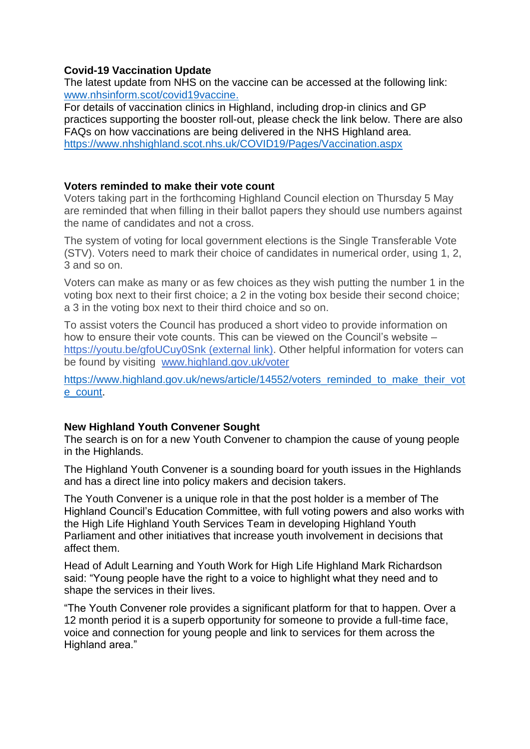**Covid-19 Vaccination Update**

The latest update from NHS on the vaccine can be accessed at the following link: [www.nhsinform.scot/covid19vaccine.](http://www.nhsinform.scot/covid19vaccine)

For details of vaccination clinics in Highland, including drop-in clinics and GP practices supporting the booster roll-out, please check the link below. There are also FAQs on how vaccinations are being delivered in the NHS Highland area.

https://www.nhshighland.scot.nhs.uk/COVID19/Pages/Vaccination.aspx

**Voters reminded to make their vote count**

Voters taking part in the forthcoming Highland Council election on Thursday 5 May are reminded that when filling in their ballot papers they should use numbers against the name of candidates and not a cross.

The system of voting for local government elections is the Single Transferable Vote (STV). Voters need to mark their choice of candidates in numerical order, using 1, 2, 3 and so on.

Voters can make as many or as few choices as they wish putting the number 1 in the voting box next to their first choice; a 2 in the voting box beside their second choice; a 3 in the voting box next to their third choice and so on.

To assist voters the Council has produced a short video to provide information on how to ensure their vote counts. This can be viewed on the Council's website – [https://youtu.be/gfoUCuy0Snk (external link)](https://youtu.be/gfoUCuy0Snk). Other helpful information for voters can be found by visiting [www.highland.gov.uk/voter](http://www.highland.gov.uk/voter)

https://www.highland.gov.uk/news/article/14552/voters_reminded_to_make_their_vote_count.

**New Highland Youth Convener Sought**

The search is on for a new Youth Convener to champion the cause of young people in the Highlands.

The Highland Youth Convener is a sounding board for youth issues in the Highlands and has a direct line into policy makers and decision takers.

The Youth Convener is a unique role in that the post holder is a member of The Highland Council's Education Committee, with full voting powers and also works with the High Life Highland Youth Services Team in developing Highland Youth Parliament and other initiatives that increase youth involvement in decisions that affect them.

Head of Adult Learning and Youth Work for High Life Highland Mark Richardson said: "Young people have the right to a voice to highlight what they need and to shape the services in their lives.

"The Youth Convener role provides a significant platform for that to happen. Over a 12 month period it is a superb opportunity for someone to provide a full-time face, voice and connection for young people and link to services for them across the Highland area."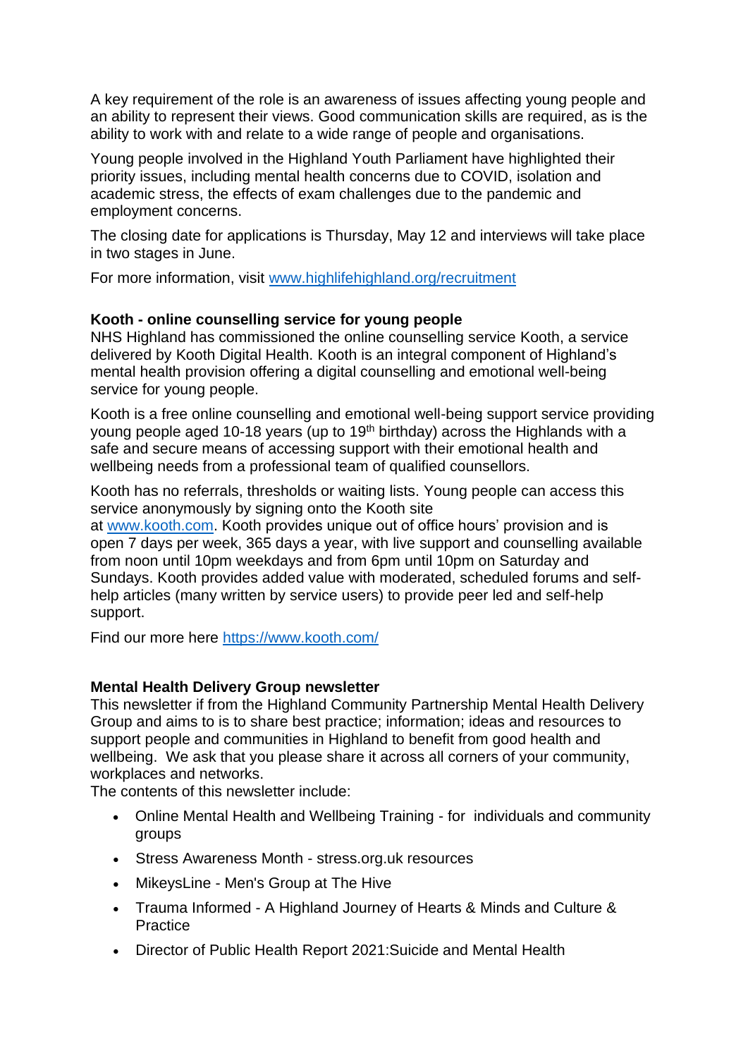A key requirement of the role is an awareness of issues affecting young people and an ability to represent their views. Good communication skills are required, as is the ability to work with and relate to a wide range of people and organisations.

Young people involved in the Highland Youth Parliament have highlighted their priority issues, including mental health concerns due to COVID, isolation and academic stress, the effects of exam challenges due to the pandemic and employment concerns.

The closing date for applications is Thursday, May 12 and interviews will take place in two stages in June.

For more information, visit [www.highlifehighland.org/recruitment](http://www.highlifehighland.org/recruitment)

**Kooth - online counselling service for young people**

NHS Highland has commissioned the online counselling service Kooth, a service delivered by Kooth Digital Health. Kooth is an integral component of Highland's mental health provision offering a digital counselling and emotional well-being service for young people.

Kooth is a free online counselling and emotional well-being support service providing young people aged 10-18 years (up to 19th birthday) across the Highlands with a safe and secure means of accessing support with their emotional health and wellbeing needs from a professional team of qualified counsellors.

Kooth has no referrals, thresholds or waiting lists. Young people can access this service anonymously by signing onto the Kooth site at [www.kooth.com](http://www.kooth.com). Kooth provides unique out of office hours' provision and is open 7 days per week, 365 days a year, with live support and counselling available from noon until 10pm weekdays and from 6pm until 10pm on Saturday and Sundays. Kooth provides added value with moderated, scheduled forums and self-help articles (many written by service users) to provide peer led and self-help support.

Find our more here [https://www.kooth.com/](https://www.kooth.com/)

**Mental Health Delivery Group newsletter**

This newsletter if from the Highland Community Partnership Mental Health Delivery Group and aims to is to share best practice; information; ideas and resources to support people and communities in Highland to benefit from good health and wellbeing. We ask that you please share it across all corners of your community, workplaces and networks.

The contents of this newsletter include:

- Online Mental Health and Wellbeing Training - for individuals and community groups
- Stress Awareness Month - stress.org.uk resources
- MikeysLine - Men's Group at The Hive
- Trauma Informed - A Highland Journey of Hearts & Minds and Culture & Practice
- Director of Public Health Report 2021:Suicide and Mental Health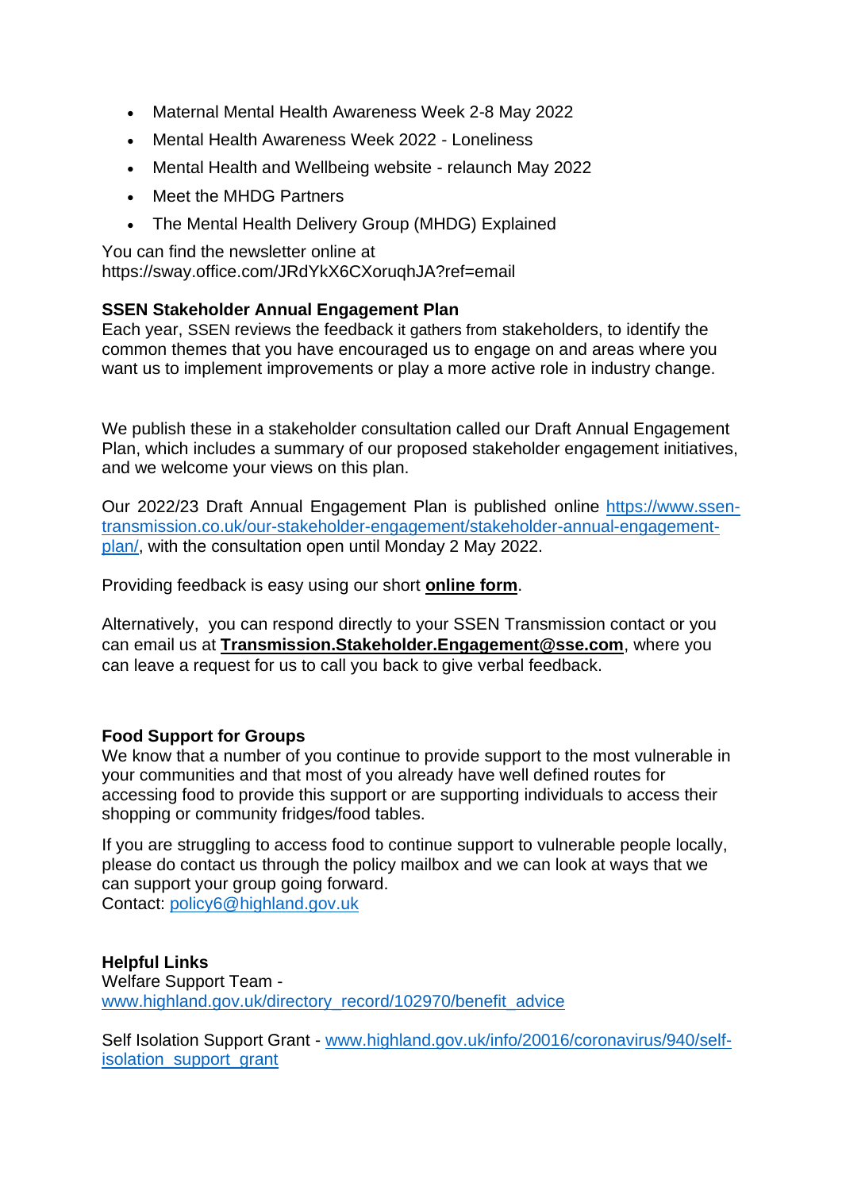- Maternal Mental Health Awareness Week 2-8 May 2022
- Mental Health Awareness Week 2022 - Loneliness
- Mental Health and Wellbeing website - relaunch May 2022
- Meet the MHDG Partners
- The Mental Health Delivery Group (MHDG) Explained

You can find the newsletter online at https://sway.office.com/JRdYkX6CXoruqhJA?ref=email

**SSEN Stakeholder Annual Engagement Plan**
Each year, SSEN reviews the feedback it gathers from stakeholders, to identify the common themes that you have encouraged us to engage on and areas where you want us to implement improvements or play a more active role in industry change.

We publish these in a stakeholder consultation called our Draft Annual Engagement Plan, which includes a summary of our proposed stakeholder engagement initiatives, and we welcome your views on this plan.

Our 2022/23 Draft Annual Engagement Plan is published online https://www.ssen-transmission.co.uk/our-stakeholder-engagement/stakeholder-annual-engagement-plan/, with the consultation open until Monday 2 May 2022.

Providing feedback is easy using our short **online form**.

Alternatively, you can respond directly to your SSEN Transmission contact or you can email us at **Transmission.Stakeholder.Engagement@sse.com**, where you can leave a request for us to call you back to give verbal feedback.

**Food Support for Groups**
We know that a number of you continue to provide support to the most vulnerable in your communities and that most of you already have well defined routes for accessing food to provide this support or are supporting individuals to access their shopping or community fridges/food tables.

If you are struggling to access food to continue support to vulnerable people locally, please do contact us through the policy mailbox and we can look at ways that we can support your group going forward.
Contact: policy6@highland.gov.uk

**Helpful Links**
Welfare Support Team - www.highland.gov.uk/directory_record/102970/benefit_advice

Self Isolation Support Grant - www.highland.gov.uk/info/20016/coronavirus/940/self-isolation_support_grant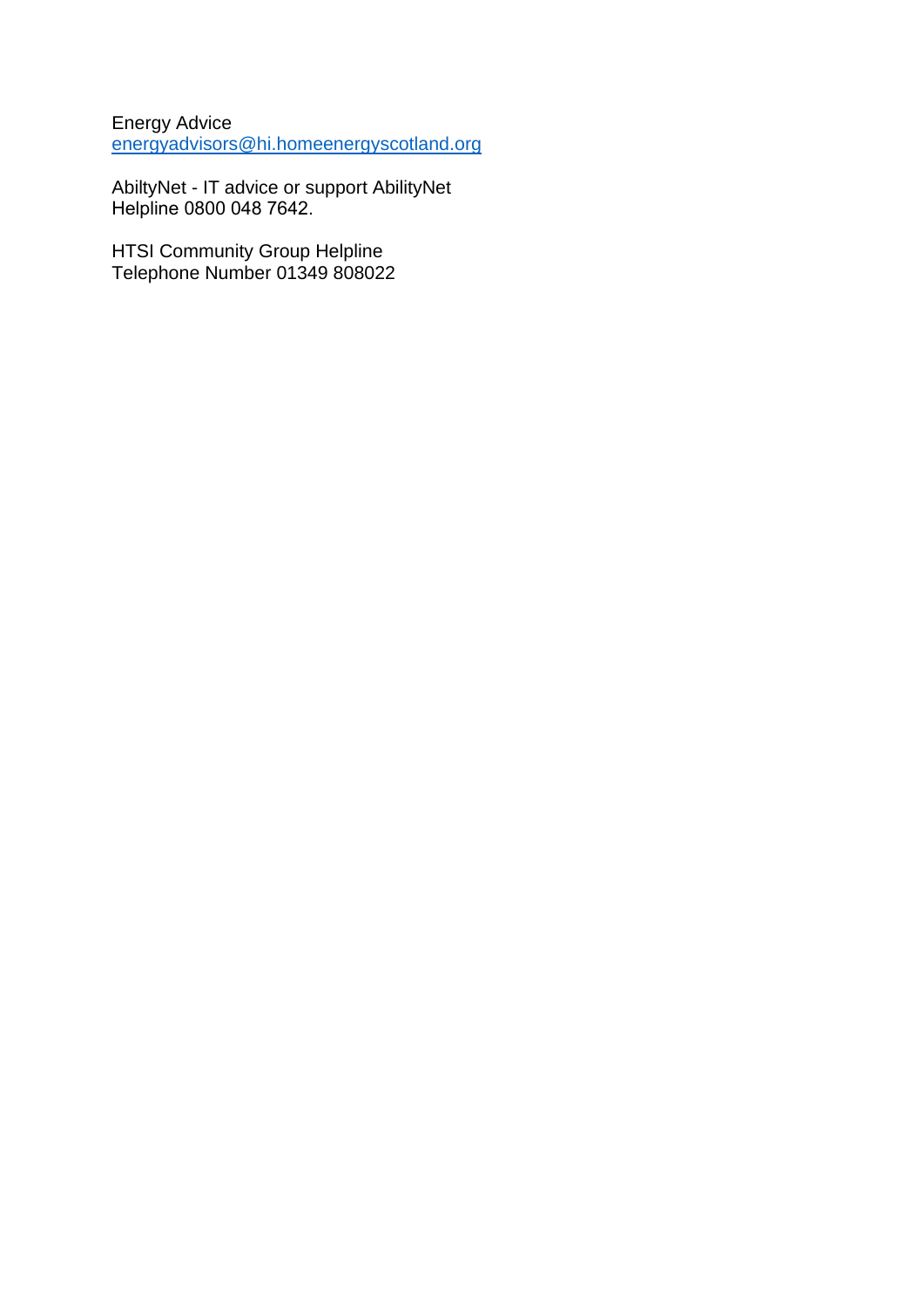Energy Advice
energyadvisors@hi.homeenergyscotland.org

AbiltyNet - IT advice or support AbilityNet
Helpline 0800 048 7642.

HTSI Community Group Helpline
Telephone Number 01349 808022